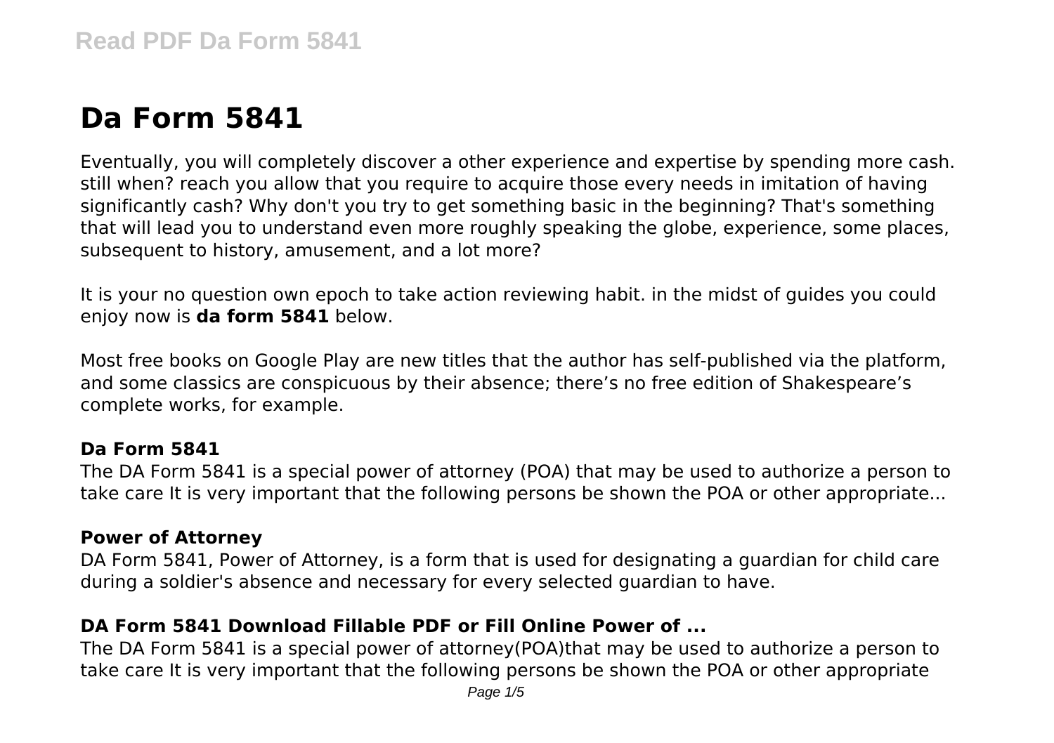# Da Form 5841

Eventually, you will completely discover a other experience and expertise by spending more cash. still when? reach you allow that you require to acquire those every needs in imitation of having significantly cash? Why don't you try to get something basic in the beginning? That's something that will lead you to understand even more roughly speaking the globe, experience, some places, subsequent to history, amusement, and a lot more?

It is your no question own epoch to take action reviewing habit. in the midst of guides you could enjoy now is **da form 5841** below.

Most free books on Google Play are new titles that the author has self-published via the platform, and some classics are conspicuous by their absence; there's no free edition of Shakespeare's complete works, for example.

### Da Form 5841

The DA Form 5841 is a special power of attorney (POA) that may be used to authorize a person to take care It is very important that the following persons be shown the POA or other appropriate...

### Power of Attorney

DA Form 5841, Power of Attorney, is a form that is used for designating a guardian for child care during a soldier's absence and necessary for every selected guardian to have.

### DA Form 5841 Download Fillable PDF or Fill Online Power of ...

The DA Form 5841 is a special power of attorney(POA)that may be used to authorize a person to take care It is very important that the following persons be shown the POA or other appropriate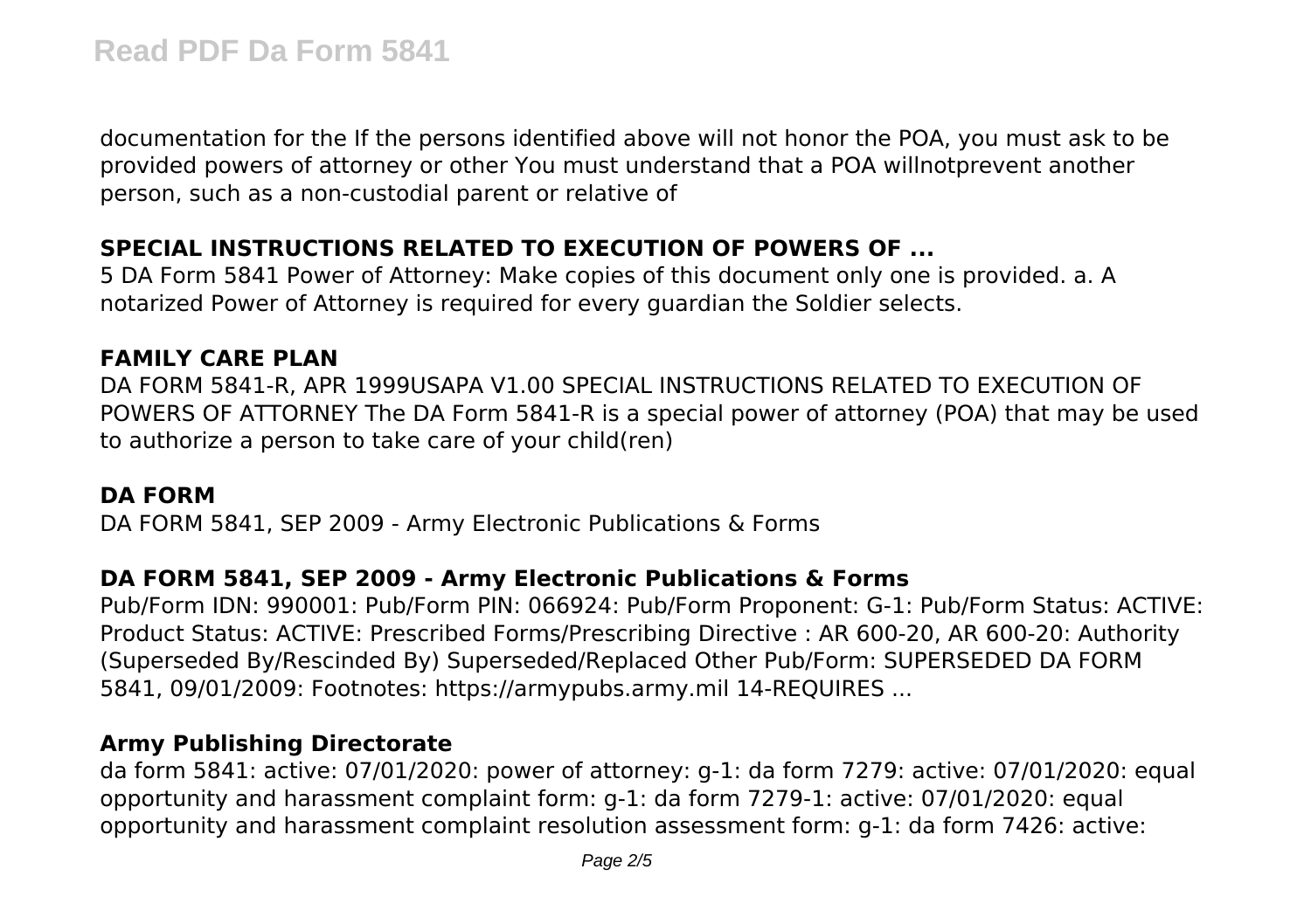documentation for the If the persons identified above will not honor the POA, you must ask to be provided powers of attorney or other You must understand that a POA willnotprevent another person, such as a non-custodial parent or relative of

## SPECIAL INSTRUCTIONS RELATED TO EXECUTION OF POWERS OF ...

5 DA Form 5841 Power of Attorney: Make copies of this document only one is provided. a. A notarized Power of Attorney is required for every guardian the Soldier selects.

## FAMILY CARE PLAN

DA FORM 5841-R, APR 1999USAPA V1.00 SPECIAL INSTRUCTIONS RELATED TO EXECUTION OF POWERS OF ATTORNEY The DA Form 5841-R is a special power of attorney (POA) that may be used to authorize a person to take care of your child(ren)

## DA FORM

DA FORM 5841, SEP 2009 - Army Electronic Publications & Forms

## DA FORM 5841, SEP 2009 - Army Electronic Publications & Forms

Pub/Form IDN: 990001: Pub/Form PIN: 066924: Pub/Form Proponent: G-1: Pub/Form Status: ACTIVE: Product Status: ACTIVE: Prescribed Forms/Prescribing Directive : AR 600-20, AR 600-20: Authority (Superseded By/Rescinded By) Superseded/Replaced Other Pub/Form: SUPERSEDED DA FORM 5841, 09/01/2009: Footnotes: https://armypubs.army.mil 14-REQUIRES ...

## Army Publishing Directorate

da form 5841: active: 07/01/2020: power of attorney: g-1: da form 7279: active: 07/01/2020: equal opportunity and harassment complaint form: g-1: da form 7279-1: active: 07/01/2020: equal opportunity and harassment complaint resolution assessment form: g-1: da form 7426: active: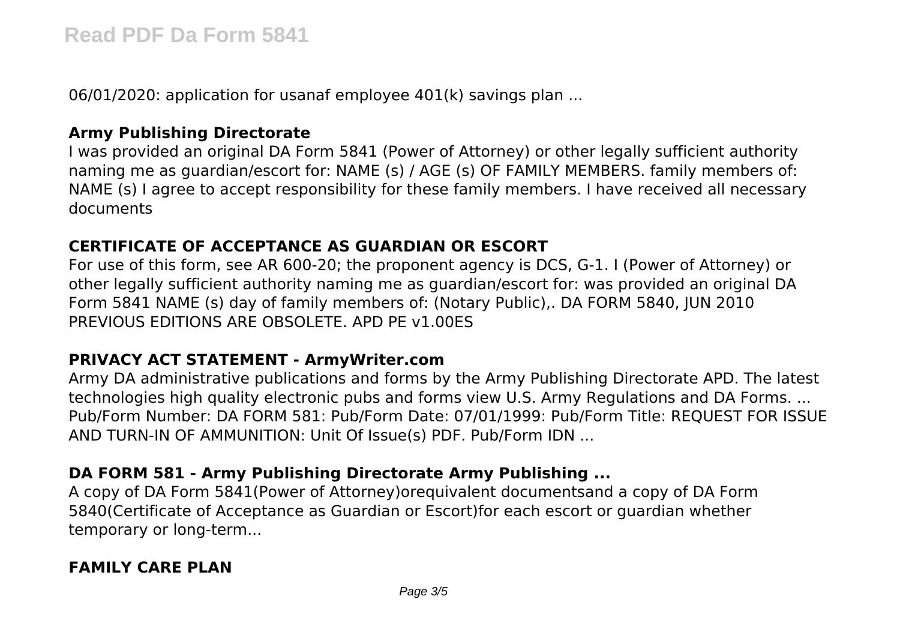06/01/2020: application for usanaf employee 401(k) savings plan ...

### **Army Publishing Directorate**

I was provided an original DA Form 5841 (Power of Attorney) or other legally sufficient authority naming me as guardian/escort for: NAME (s) / AGE (s) OF FAMILY MEMBERS. family members of: NAME (s) I agree to accept responsibility for these family members. I have received all necessary documents

### **CERTIFICATE OF ACCEPTANCE AS GUARDIAN OR ESCORT**

For use of this form, see AR 600-20; the proponent agency is DCS, G-1. I (Power of Attorney) or other legally sufficient authority naming me as guardian/escort for: was provided an original DA Form 5841 NAME (s) day of family members of: (Notary Public),. DA FORM 5840, JUN 2010 PREVIOUS EDITIONS ARE OBSOLETE. APD PE v1.00ES

### **PRIVACY ACT STATEMENT - ArmyWriter.com**

Army DA administrative publications and forms by the Army Publishing Directorate APD. The latest technologies high quality electronic pubs and forms view U.S. Army Regulations and DA Forms. ... Pub/Form Number: DA FORM 581: Pub/Form Date: 07/01/1999: Pub/Form Title: REQUEST FOR ISSUE AND TURN-IN OF AMMUNITION: Unit Of Issue(s) PDF. Pub/Form IDN ...

### **DA FORM 581 - Army Publishing Directorate Army Publishing ...**

A copy of DA Form 5841(Power of Attorney)orequivalent documentsand a copy of DA Form 5840(Certificate of Acceptance as Guardian or Escort)for each escort or guardian whether temporary or long-term...

### **FAMILY CARE PLAN**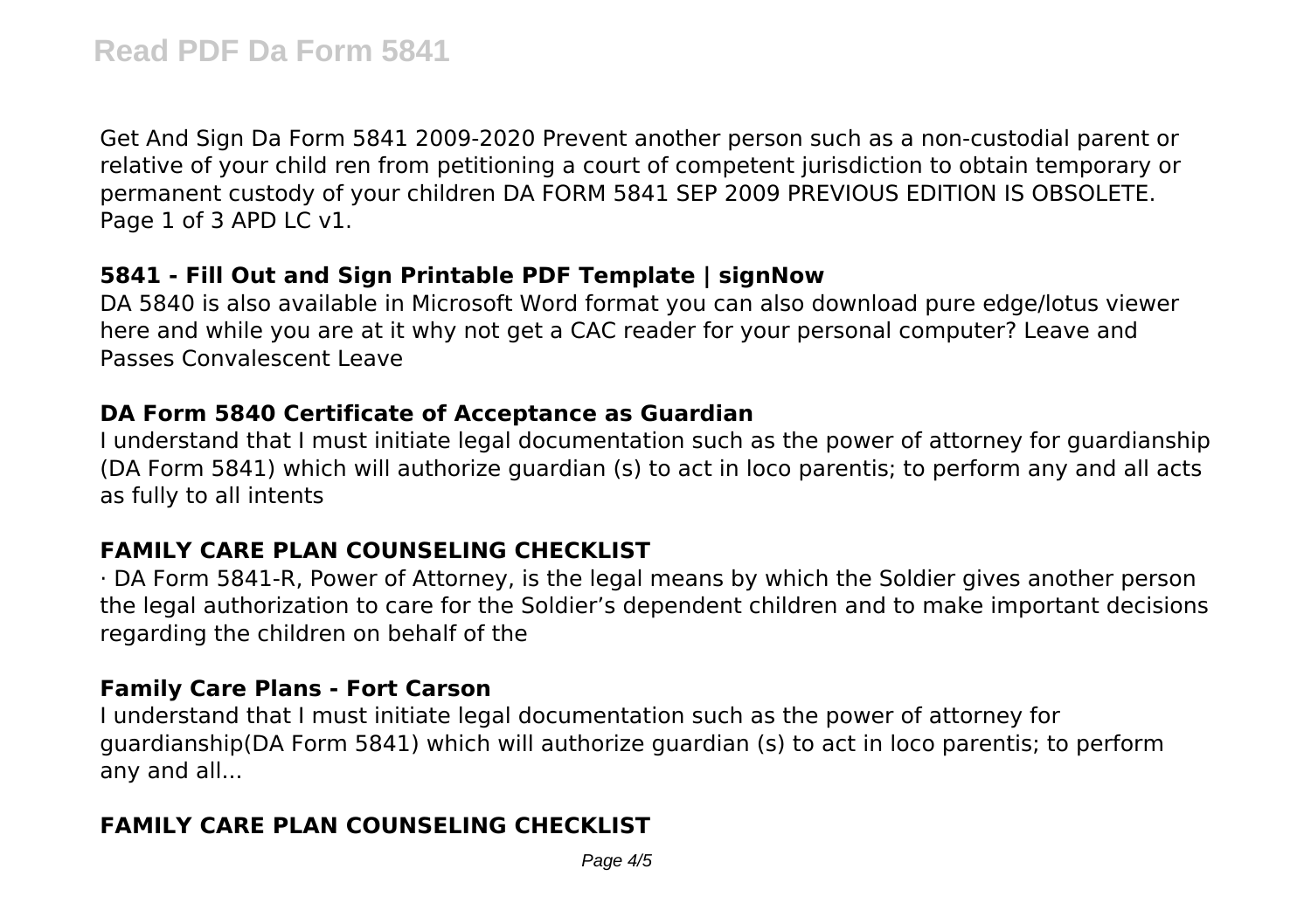Get And Sign Da Form 5841 2009-2020 Prevent another person such as a non-custodial parent or relative of your child ren from petitioning a court of competent jurisdiction to obtain temporary or permanent custody of your children DA FORM 5841 SEP 2009 PREVIOUS EDITION IS OBSOLETE. Page 1 of 3 APD LC v1.

### 5841 - Fill Out and Sign Printable PDF Template | signNow

DA 5840 is also available in Microsoft Word format you can also download pure edge/lotus viewer here and while you are at it why not get a CAC reader for your personal computer? Leave and Passes Convalescent Leave

### DA Form 5840 Certificate of Acceptance as Guardian

I understand that I must initiate legal documentation such as the power of attorney for guardianship (DA Form 5841) which will authorize guardian (s) to act in loco parentis; to perform any and all acts as fully to all intents

### FAMILY CARE PLAN COUNSELING CHECKLIST

· DA Form 5841-R, Power of Attorney, is the legal means by which the Soldier gives another person the legal authorization to care for the Soldier's dependent children and to make important decisions regarding the children on behalf of the

### Family Care Plans - Fort Carson

I understand that I must initiate legal documentation such as the power of attorney for guardianship(DA Form 5841) which will authorize guardian (s) to act in loco parentis; to perform any and all...

### FAMILY CARE PLAN COUNSELING CHECKLIST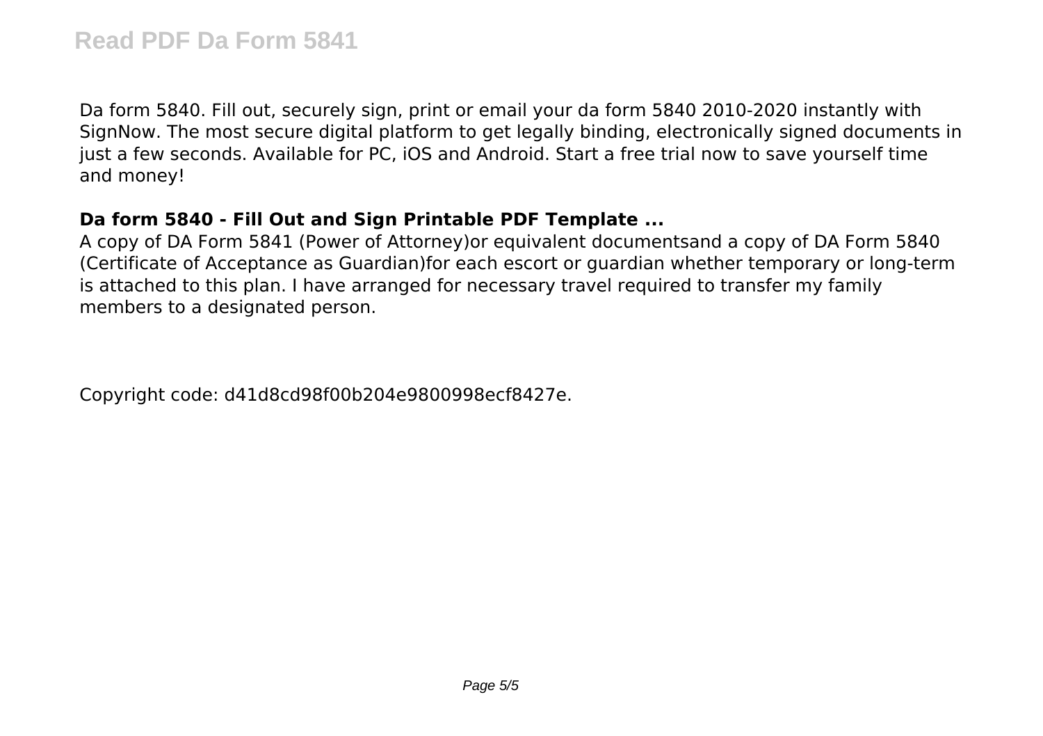Da form 5840. Fill out, securely sign, print or email your da form 5840 2010-2020 instantly with SignNow. The most secure digital platform to get legally binding, electronically signed documents in just a few seconds. Available for PC, iOS and Android. Start a free trial now to save yourself time and money!

**Da form 5840 - Fill Out and Sign Printable PDF Template ...**

A copy of DA Form 5841 (Power of Attorney)or equivalent documentsand a copy of DA Form 5840 (Certificate of Acceptance as Guardian)for each escort or guardian whether temporary or long-term is attached to this plan. I have arranged for necessary travel required to transfer my family members to a designated person.

Copyright code: d41d8cd98f00b204e9800998ecf8427e.